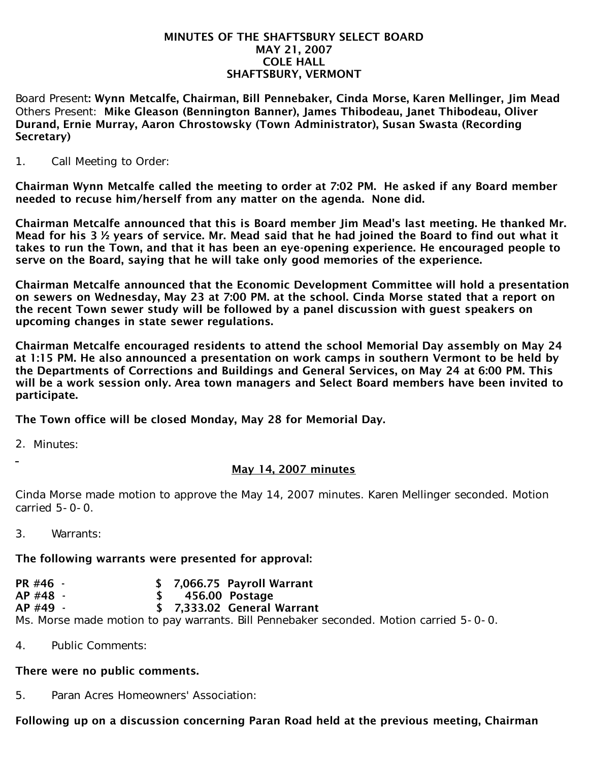**MINUTES OF THE SHAFTSBURY SELECT BOARD**
**MAY 21, 2007**
**COLE HALL**
**SHAFTSBURY, VERMONT**

Board Present: **Wynn Metcalfe, Chairman, Bill Pennebaker, Cinda Morse, Karen Mellinger, Jim Mead**
Others Present: **Mike Gleason (Bennington Banner), James Thibodeau, Janet Thibodeau, Oliver Durand, Ernie Murray, Aaron Chrostowsky (Town Administrator), Susan Swasta (Recording Secretary)**

1. Call Meeting to Order:

**Chairman Wynn Metcalfe called the meeting to order at 7:02 PM. He asked if any Board member needed to recuse him/herself from any matter on the agenda. None did.**

**Chairman Metcalfe announced that this is Board member Jim Mead's last meeting. He thanked Mr. Mead for his 3 ½ years of service. Mr. Mead said that he had joined the Board to find out what it takes to run the Town, and that it has been an eye-opening experience. He encouraged people to serve on the Board, saying that he will take only good memories of the experience.**

**Chairman Metcalfe announced that the Economic Development Committee will hold a presentation on sewers on Wednesday, May 23 at 7:00 PM. at the school. Cinda Morse stated that a report on the recent Town sewer study will be followed by a panel discussion with guest speakers on upcoming changes in state sewer regulations.**

**Chairman Metcalfe encouraged residents to attend the school Memorial Day assembly on May 24 at 1:15 PM. He also announced a presentation on work camps in southern Vermont to be held by the Departments of Corrections and Buildings and General Services, on May 24 at 6:00 PM. This will be a work session only. Area town managers and Select Board members have been invited to participate.**

**The Town office will be closed Monday, May 28 for Memorial Day.**

2. Minutes:

**<u>May 14, 2007 minutes</u>**

Cinda Morse made motion to approve the May 14, 2007 minutes. Karen Mellinger seconded. Motion carried 5-0-0.

3. Warrants:

**The following warrants were presented for approval:**

**PR #46 - $ 7,066.75 Payroll Warrant**
**AP #48 - $ 456.00 Postage**
**AP #49 - $ 7,333.02 General Warrant**

Ms. Morse made motion to pay warrants. Bill Pennebaker seconded. Motion carried 5-0-0.

4. Public Comments:

**There were no public comments.**

5. Paran Acres Homeowners' Association:

**Following up on a discussion concerning Paran Road held at the previous meeting, Chairman**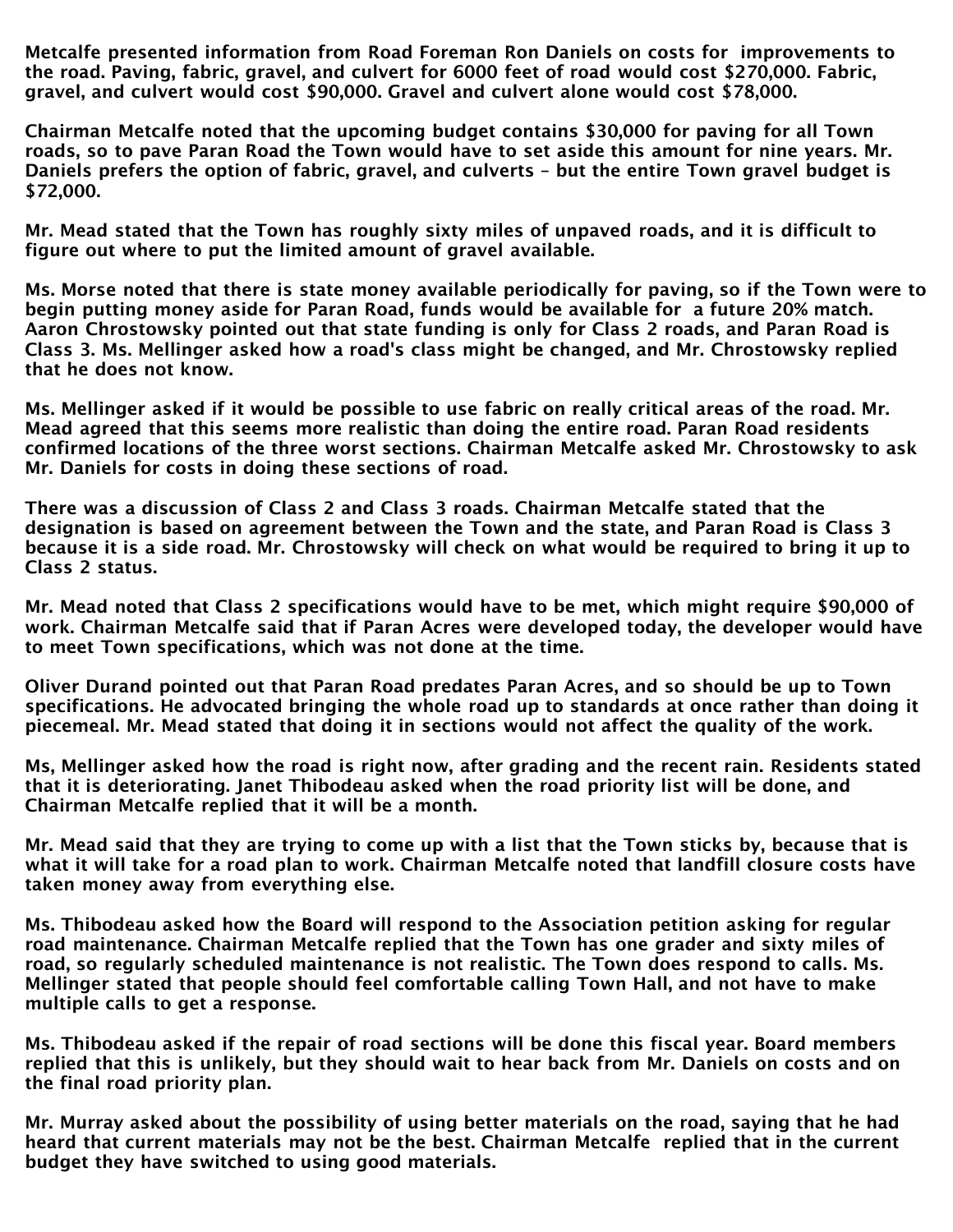Metcalfe presented information from Road Foreman Ron Daniels on costs for improvements to the road. Paving, fabric, gravel, and culvert for 6000 feet of road would cost $270,000. Fabric, gravel, and culvert would cost $90,000. Gravel and culvert alone would cost $78,000.

Chairman Metcalfe noted that the upcoming budget contains $30,000 for paving for all Town roads, so to pave Paran Road the Town would have to set aside this amount for nine years. Mr. Daniels prefers the option of fabric, gravel, and culverts – but the entire Town gravel budget is $72,000.

Mr. Mead stated that the Town has roughly sixty miles of unpaved roads, and it is difficult to figure out where to put the limited amount of gravel available.

Ms. Morse noted that there is state money available periodically for paving, so if the Town were to begin putting money aside for Paran Road, funds would be available for a future 20% match. Aaron Chrostowsky pointed out that state funding is only for Class 2 roads, and Paran Road is Class 3. Ms. Mellinger asked how a road's class might be changed, and Mr. Chrostowsky replied that he does not know.

Ms. Mellinger asked if it would be possible to use fabric on really critical areas of the road. Mr. Mead agreed that this seems more realistic than doing the entire road. Paran Road residents confirmed locations of the three worst sections. Chairman Metcalfe asked Mr. Chrostowsky to ask Mr. Daniels for costs in doing these sections of road.

There was a discussion of Class 2 and Class 3 roads. Chairman Metcalfe stated that the designation is based on agreement between the Town and the state, and Paran Road is Class 3 because it is a side road. Mr. Chrostowsky will check on what would be required to bring it up to Class 2 status.

Mr. Mead noted that Class 2 specifications would have to be met, which might require $90,000 of work. Chairman Metcalfe said that if Paran Acres were developed today, the developer would have to meet Town specifications, which was not done at the time.

Oliver Durand pointed out that Paran Road predates Paran Acres, and so should be up to Town specifications. He advocated bringing the whole road up to standards at once rather than doing it piecemeal. Mr. Mead stated that doing it in sections would not affect the quality of the work.

Ms, Mellinger asked how the road is right now, after grading and the recent rain. Residents stated that it is deteriorating. Janet Thibodeau asked when the road priority list will be done, and Chairman Metcalfe replied that it will be a month.

Mr. Mead said that they are trying to come up with a list that the Town sticks by, because that is what it will take for a road plan to work. Chairman Metcalfe noted that landfill closure costs have taken money away from everything else.

Ms. Thibodeau asked how the Board will respond to the Association petition asking for regular road maintenance. Chairman Metcalfe replied that the Town has one grader and sixty miles of road, so regularly scheduled maintenance is not realistic. The Town does respond to calls. Ms. Mellinger stated that people should feel comfortable calling Town Hall, and not have to make multiple calls to get a response.

Ms. Thibodeau asked if the repair of road sections will be done this fiscal year. Board members replied that this is unlikely, but they should wait to hear back from Mr. Daniels on costs and on the final road priority plan.

Mr. Murray asked about the possibility of using better materials on the road, saying that he had heard that current materials may not be the best. Chairman Metcalfe replied that in the current budget they have switched to using good materials.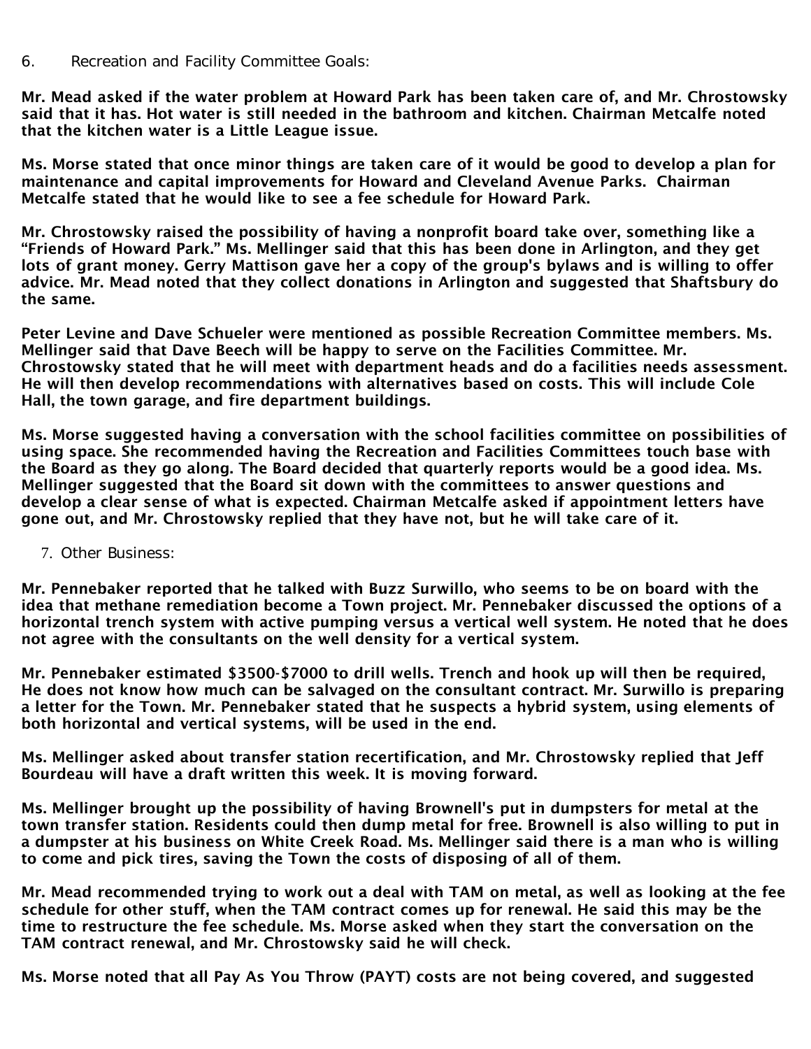6. Recreation and Facility Committee Goals:

**Mr. Mead asked if the water problem at Howard Park has been taken care of, and Mr. Chrostowsky said that it has. Hot water is still needed in the bathroom and kitchen. Chairman Metcalfe noted that the kitchen water is a Little League issue.**

**Ms. Morse stated that once minor things are taken care of it would be good to develop a plan for maintenance and capital improvements for Howard and Cleveland Avenue Parks. Chairman Metcalfe stated that he would like to see a fee schedule for Howard Park.**

**Mr. Chrostowsky raised the possibility of having a nonprofit board take over, something like a "Friends of Howard Park." Ms. Mellinger said that this has been done in Arlington, and they get lots of grant money. Gerry Mattison gave her a copy of the group's bylaws and is willing to offer advice. Mr. Mead noted that they collect donations in Arlington and suggested that Shaftsbury do the same.**

**Peter Levine and Dave Schueler were mentioned as possible Recreation Committee members. Ms. Mellinger said that Dave Beech will be happy to serve on the Facilities Committee. Mr. Chrostowsky stated that he will meet with department heads and do a facilities needs assessment. He will then develop recommendations with alternatives based on costs. This will include Cole Hall, the town garage, and fire department buildings.**

**Ms. Morse suggested having a conversation with the school facilities committee on possibilities of using space. She recommended having the Recreation and Facilities Committees touch base with the Board as they go along. The Board decided that quarterly reports would be a good idea. Ms. Mellinger suggested that the Board sit down with the committees to answer questions and develop a clear sense of what is expected. Chairman Metcalfe asked if appointment letters have gone out, and Mr. Chrostowsky replied that they have not, but he will take care of it.**

7. Other Business:

**Mr. Pennebaker reported that he talked with Buzz Surwillo, who seems to be on board with the idea that methane remediation become a Town project. Mr. Pennebaker discussed the options of a horizontal trench system with active pumping versus a vertical well system. He noted that he does not agree with the consultants on the well density for a vertical system.**

**Mr. Pennebaker estimated $3500-$7000 to drill wells. Trench and hook up will then be required, He does not know how much can be salvaged on the consultant contract. Mr. Surwillo is preparing a letter for the Town. Mr. Pennebaker stated that he suspects a hybrid system, using elements of both horizontal and vertical systems, will be used in the end.**

**Ms. Mellinger asked about transfer station recertification, and Mr. Chrostowsky replied that Jeff Bourdeau will have a draft written this week. It is moving forward.**

**Ms. Mellinger brought up the possibility of having Brownell's put in dumpsters for metal at the town transfer station. Residents could then dump metal for free. Brownell is also willing to put in a dumpster at his business on White Creek Road. Ms. Mellinger said there is a man who is willing to come and pick tires, saving the Town the costs of disposing of all of them.**

**Mr. Mead recommended trying to work out a deal with TAM on metal, as well as looking at the fee schedule for other stuff, when the TAM contract comes up for renewal. He said this may be the time to restructure the fee schedule. Ms. Morse asked when they start the conversation on the TAM contract renewal, and Mr. Chrostowsky said he will check.**

**Ms. Morse noted that all Pay As You Throw (PAYT) costs are not being covered, and suggested**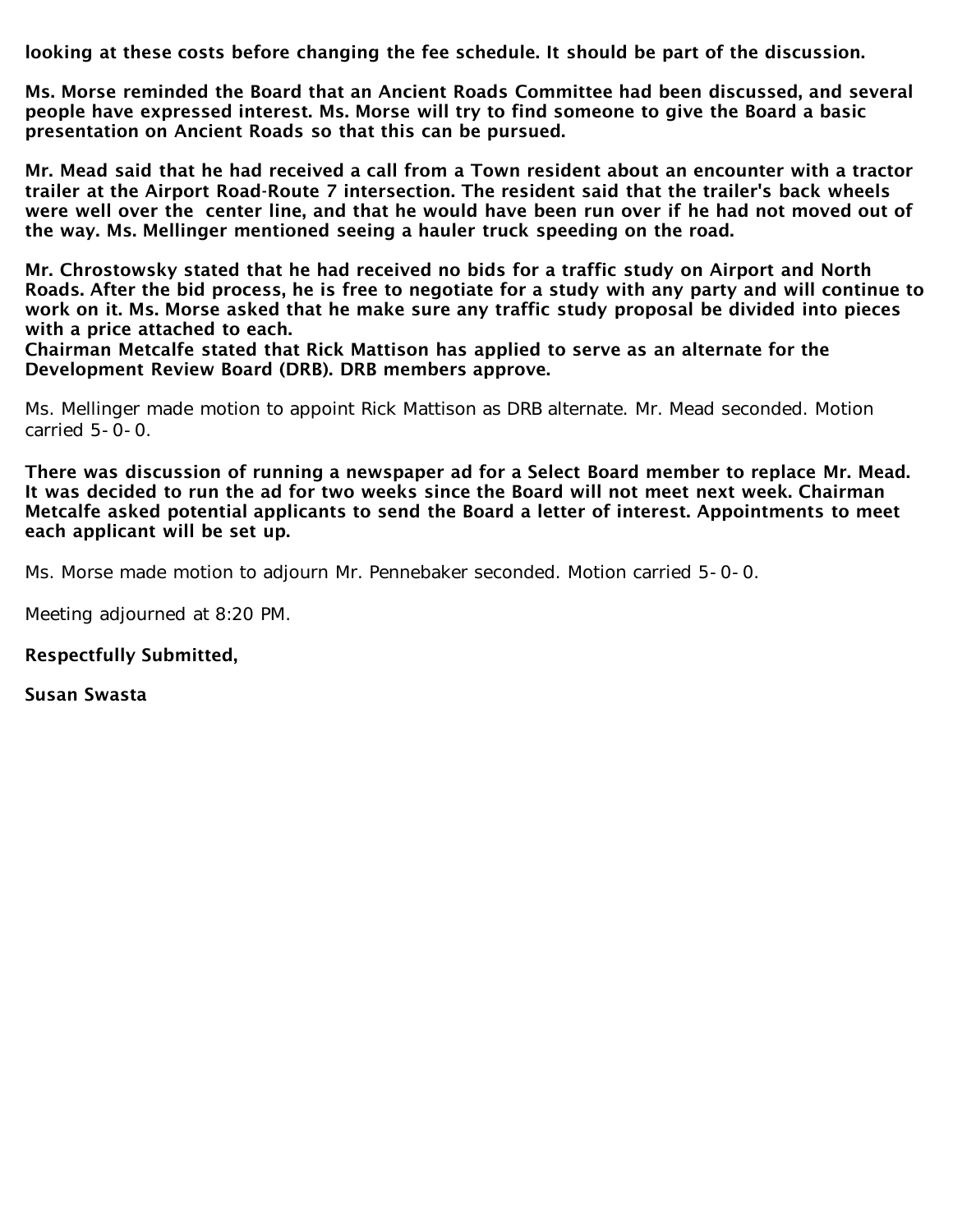**looking at these costs before changing the fee schedule. It should be part of the discussion.**

**Ms. Morse reminded the Board that an Ancient Roads Committee had been discussed, and several people have expressed interest. Ms. Morse will try to find someone to give the Board a basic presentation on Ancient Roads so that this can be pursued.**

**Mr. Mead said that he had received a call from a Town resident about an encounter with a tractor trailer at the Airport Road-Route 7 intersection. The resident said that the trailer's back wheels were well over the center line, and that he would have been run over if he had not moved out of the way. Ms. Mellinger mentioned seeing a hauler truck speeding on the road.**

**Mr. Chrostowsky stated that he had received no bids for a traffic study on Airport and North Roads. After the bid process, he is free to negotiate for a study with any party and will continue to work on it. Ms. Morse asked that he make sure any traffic study proposal be divided into pieces with a price attached to each.**
**Chairman Metcalfe stated that Rick Mattison has applied to serve as an alternate for the Development Review Board (DRB). DRB members approve.**

Ms. Mellinger made motion to appoint Rick Mattison as DRB alternate. Mr. Mead seconded. Motion carried 5-0-0.

**There was discussion of running a newspaper ad for a Select Board member to replace Mr. Mead. It was decided to run the ad for two weeks since the Board will not meet next week. Chairman Metcalfe asked potential applicants to send the Board a letter of interest. Appointments to meet each applicant will be set up.**

Ms. Morse made motion to adjourn Mr. Pennebaker seconded. Motion carried 5-0-0.

Meeting adjourned at 8:20 PM.

**Respectfully Submitted,**

**Susan Swasta**